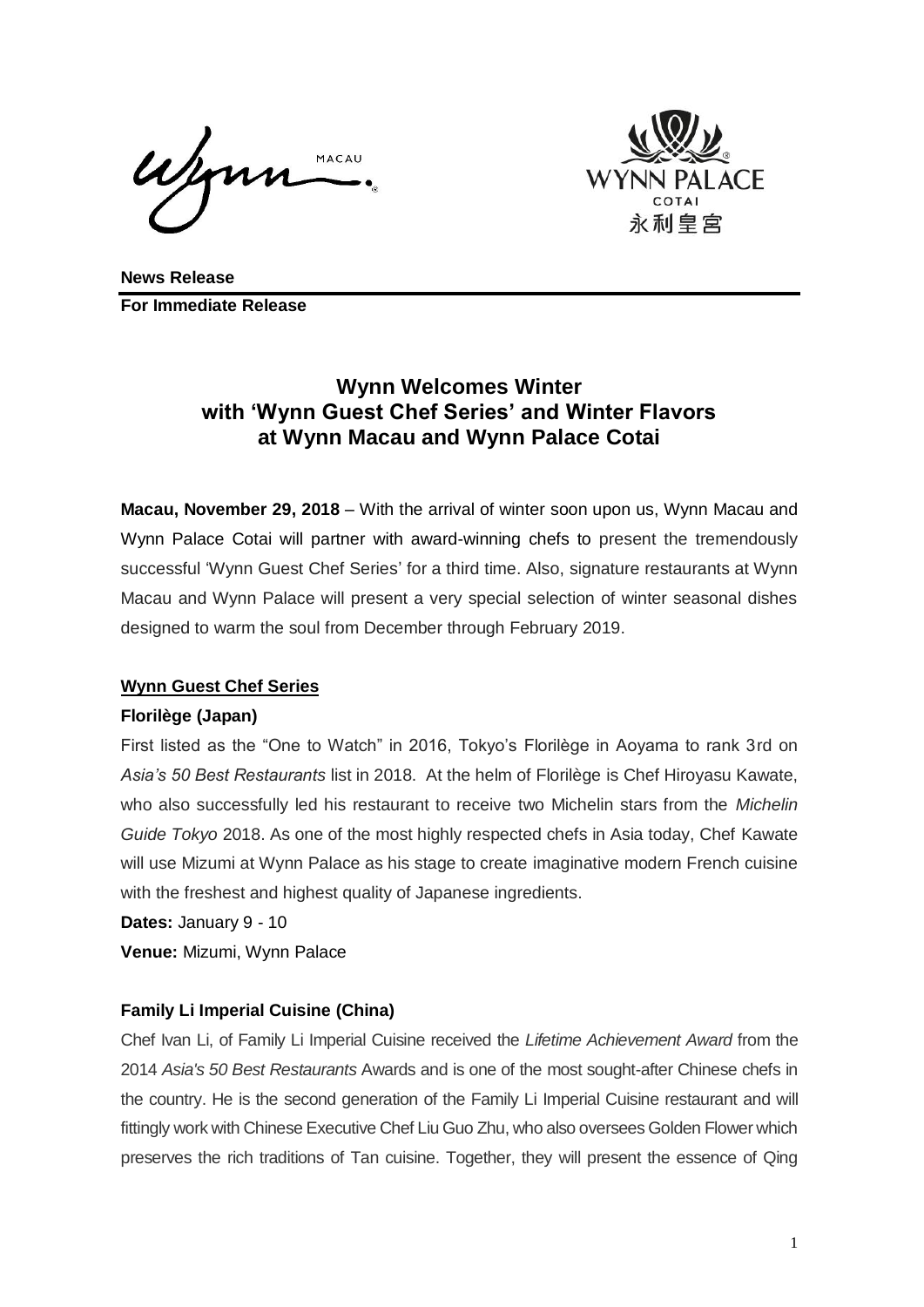**News Release**
**For Immediate Release**

# Wynn Welcomes Winter with 'Wynn Guest Chef Series' and Winter Flavors at Wynn Macau and Wynn Palace Cotai

**Macau, November 29, 2018** – With the arrival of winter soon upon us, Wynn Macau and Wynn Palace Cotai will partner with award-winning chefs to present the tremendously successful 'Wynn Guest Chef Series' for a third time. Also, signature restaurants at Wynn Macau and Wynn Palace will present a very special selection of winter seasonal dishes designed to warm the soul from December through February 2019.

## Wynn Guest Chef Series

### Florilège (Japan)

First listed as the "One to Watch" in 2016, Tokyo's Florilège in Aoyama to rank 3rd on *Asia's 50 Best Restaurants* list in 2018. At the helm of Florilège is Chef Hiroyasu Kawate, who also successfully led his restaurant to receive two Michelin stars from the *Michelin Guide Tokyo* 2018. As one of the most highly respected chefs in Asia today, Chef Kawate will use Mizumi at Wynn Palace as his stage to create imaginative modern French cuisine with the freshest and highest quality of Japanese ingredients.

**Dates:** January 9 - 10
**Venue:** Mizumi, Wynn Palace

### Family Li Imperial Cuisine (China)

Chef Ivan Li, of Family Li Imperial Cuisine received the *Lifetime Achievement Award* from the 2014 *Asia's 50 Best Restaurants* Awards and is one of the most sought-after Chinese chefs in the country. He is the second generation of the Family Li Imperial Cuisine restaurant and will fittingly work with Chinese Executive Chef Liu Guo Zhu, who also oversees Golden Flower which preserves the rich traditions of Tan cuisine. Together, they will present the essence of Qing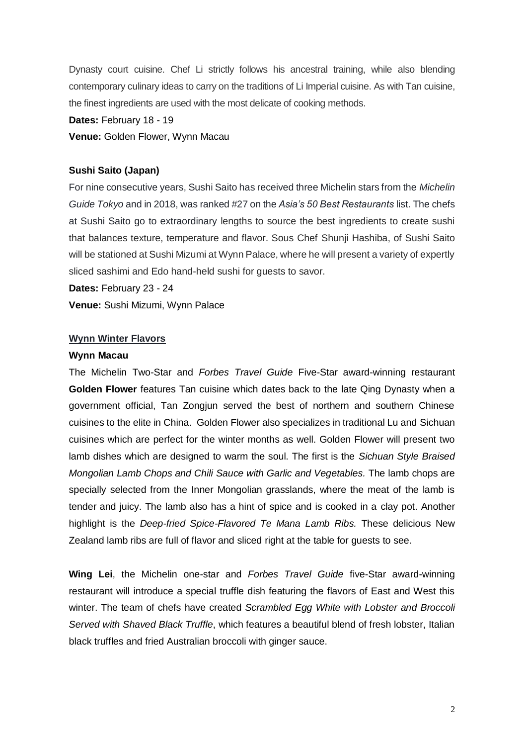Dynasty court cuisine. Chef Li strictly follows his ancestral training, while also blending contemporary culinary ideas to carry on the traditions of Li Imperial cuisine. As with Tan cuisine, the finest ingredients are used with the most delicate of cooking methods.

**Dates:** February 18 - 19

**Venue:** Golden Flower, Wynn Macau

**Sushi Saito (Japan)**

For nine consecutive years, Sushi Saito has received three Michelin stars from the *Michelin Guide Tokyo* and in 2018, was ranked #27 on the *Asia's 50 Best Restaurants* list. The chefs at Sushi Saito go to extraordinary lengths to source the best ingredients to create sushi that balances texture, temperature and flavor. Sous Chef Shunji Hashiba, of Sushi Saito will be stationed at Sushi Mizumi at Wynn Palace, where he will present a variety of expertly sliced sashimi and Edo hand-held sushi for guests to savor.

**Dates:** February 23 - 24

**Venue:** Sushi Mizumi, Wynn Palace

**Wynn Winter Flavors**

**Wynn Macau**

The Michelin Two-Star and *Forbes Travel Guide* Five-Star award-winning restaurant **Golden Flower** features Tan cuisine which dates back to the late Qing Dynasty when a government official, Tan Zongjun served the best of northern and southern Chinese cuisines to the elite in China. Golden Flower also specializes in traditional Lu and Sichuan cuisines which are perfect for the winter months as well. Golden Flower will present two lamb dishes which are designed to warm the soul. The first is the *Sichuan Style Braised Mongolian Lamb Chops and Chili Sauce with Garlic and Vegetables.* The lamb chops are specially selected from the Inner Mongolian grasslands, where the meat of the lamb is tender and juicy. The lamb also has a hint of spice and is cooked in a clay pot. Another highlight is the *Deep-fried Spice-Flavored Te Mana Lamb Ribs.* These delicious New Zealand lamb ribs are full of flavor and sliced right at the table for guests to see.

**Wing Lei**, the Michelin one-star and *Forbes Travel Guide* five-Star award-winning restaurant will introduce a special truffle dish featuring the flavors of East and West this winter. The team of chefs have created *Scrambled Egg White with Lobster and Broccoli Served with Shaved Black Truffle*, which features a beautiful blend of fresh lobster, Italian black truffles and fried Australian broccoli with ginger sauce.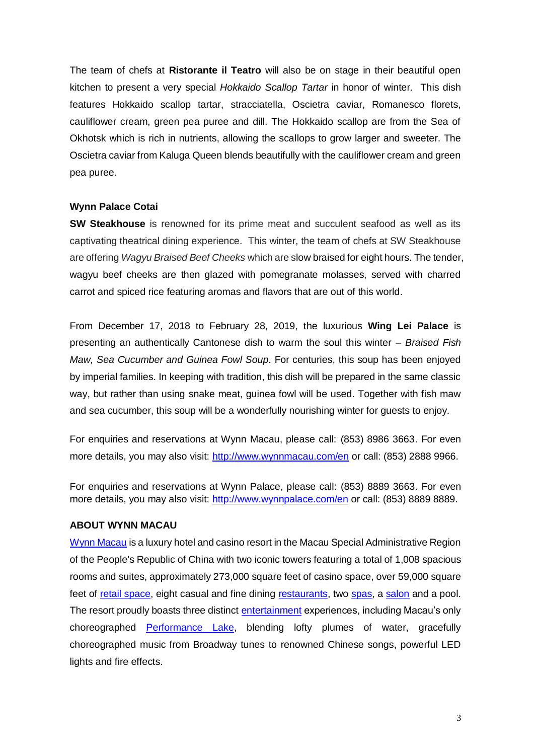The team of chefs at **Ristorante il Teatro** will also be on stage in their beautiful open kitchen to present a very special *Hokkaido Scallop Tartar* in honor of winter. This dish features Hokkaido scallop tartar, stracciatella, Oscietra caviar, Romanesco florets, cauliflower cream, green pea puree and dill. The Hokkaido scallop are from the Sea of Okhotsk which is rich in nutrients, allowing the scallops to grow larger and sweeter. The Oscietra caviar from Kaluga Queen blends beautifully with the cauliflower cream and green pea puree.

**Wynn Palace Cotai**

**SW Steakhouse** is renowned for its prime meat and succulent seafood as well as its captivating theatrical dining experience. This winter, the team of chefs at SW Steakhouse are offering *Wagyu Braised Beef Cheeks* which are slow braised for eight hours. The tender, wagyu beef cheeks are then glazed with pomegranate molasses, served with charred carrot and spiced rice featuring aromas and flavors that are out of this world.

From December 17, 2018 to February 28, 2019, the luxurious **Wing Lei Palace** is presenting an authentically Cantonese dish to warm the soul this winter – *Braised Fish Maw, Sea Cucumber and Guinea Fowl Soup*. For centuries, this soup has been enjoyed by imperial families. In keeping with tradition, this dish will be prepared in the same classic way, but rather than using snake meat, guinea fowl will be used. Together with fish maw and sea cucumber, this soup will be a wonderfully nourishing winter for guests to enjoy.

For enquiries and reservations at Wynn Macau, please call: (853) 8986 3663. For even more details, you may also visit: [http://www.wynnmacau.com/en](http://www.wynnmacau.com/en) or call: (853) 2888 9966.

For enquiries and reservations at Wynn Palace, please call: (853) 8889 3663. For even more details, you may also visit: [http://www.wynnpalace.com/en](http://www.wynnpalace.com/en) or call: (853) 8889 8889.

**ABOUT WYNN MACAU**

Wynn Macau is a luxury hotel and casino resort in the Macau Special Administrative Region of the People's Republic of China with two iconic towers featuring a total of 1,008 spacious rooms and suites, approximately 273,000 square feet of casino space, over 59,000 square feet of retail space, eight casual and fine dining restaurants, two spas, a salon and a pool. The resort proudly boasts three distinct entertainment experiences, including Macau's only choreographed Performance Lake, blending lofty plumes of water, gracefully choreographed music from Broadway tunes to renowned Chinese songs, powerful LED lights and fire effects.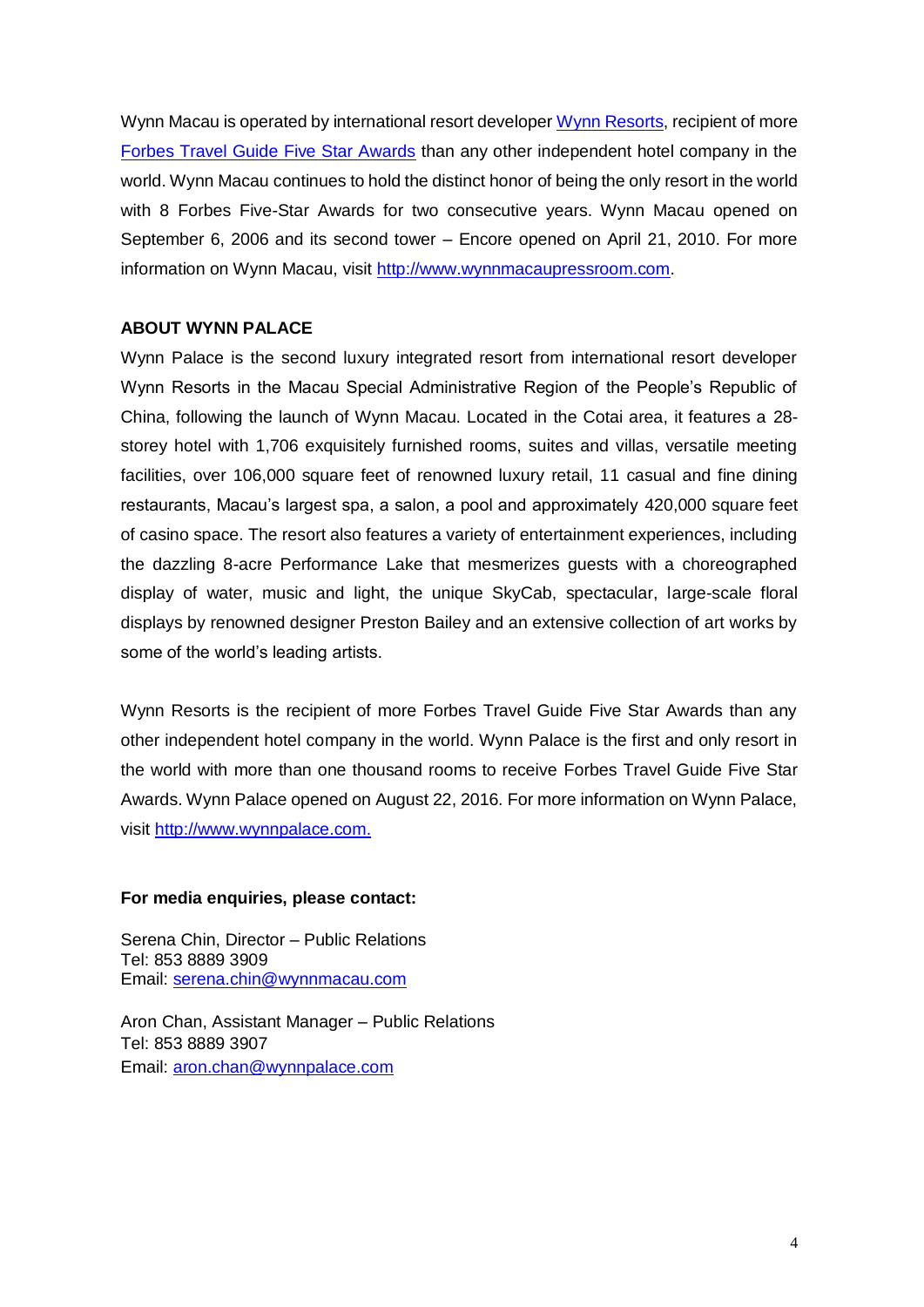Wynn Macau is operated by international resort developer [Wynn Resorts](http://www.wynnresorts.com), recipient of more [Forbes Travel Guide Five Star Awards](http://www.forbestravelguide.com) than any other independent hotel company in the world. Wynn Macau continues to hold the distinct honor of being the only resort in the world with 8 Forbes Five-Star Awards for two consecutive years. Wynn Macau opened on September 6, 2006 and its second tower – Encore opened on April 21, 2010. For more information on Wynn Macau, visit [http://www.wynnmacaupressroom.com](http://www.wynnmacaupressroom.com).

## ABOUT WYNN PALACE

Wynn Palace is the second luxury integrated resort from international resort developer Wynn Resorts in the Macau Special Administrative Region of the People's Republic of China, following the launch of Wynn Macau. Located in the Cotai area, it features a 28-storey hotel with 1,706 exquisitely furnished rooms, suites and villas, versatile meeting facilities, over 106,000 square feet of renowned luxury retail, 11 casual and fine dining restaurants, Macau's largest spa, a salon, a pool and approximately 420,000 square feet of casino space. The resort also features a variety of entertainment experiences, including the dazzling 8-acre Performance Lake that mesmerizes guests with a choreographed display of water, music and light, the unique SkyCab, spectacular, large-scale floral displays by renowned designer Preston Bailey and an extensive collection of art works by some of the world's leading artists.

Wynn Resorts is the recipient of more Forbes Travel Guide Five Star Awards than any other independent hotel company in the world. Wynn Palace is the first and only resort in the world with more than one thousand rooms to receive Forbes Travel Guide Five Star Awards. Wynn Palace opened on August 22, 2016. For more information on Wynn Palace, visit [http://www.wynnpalace.com.](http://www.wynnpalace.com)

**For media enquiries, please contact:**

Serena Chin, Director – Public Relations
Tel: 853 8889 3909
Email: [serena.chin@wynnmacau.com](mailto:serena.chin@wynnmacau.com)

Aron Chan, Assistant Manager – Public Relations
Tel: 853 8889 3907
Email: [aron.chan@wynnpalace.com](mailto:aron.chan@wynnpalace.com)